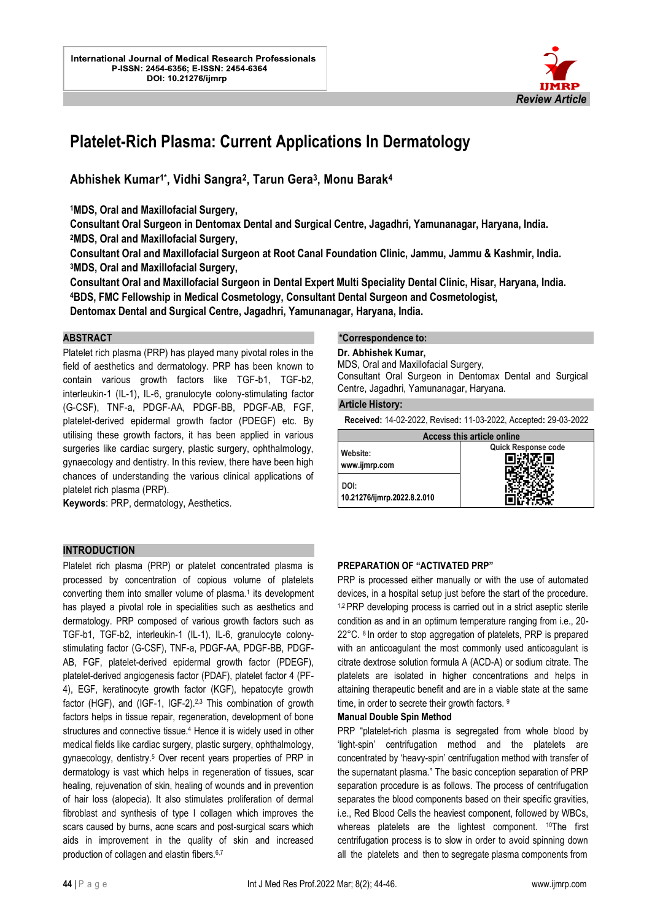# Platelet-Rich Plasma: Current Applications In Dermatology

**Abhishek Kumar[1*], Vidhi Sangra[2], Tarun Gera[3], Monu Barak[4]**

**[1]MDS, Oral and Maxillofacial Surgery,**
**Consultant Oral Surgeon in Dentomax Dental and Surgical Centre, Jagadhri, Yamunanagar, Haryana, India.**
**[2]MDS, Oral and Maxillofacial Surgery,**
**Consultant Oral and Maxillofacial Surgeon at Root Canal Foundation Clinic, Jammu, Jammu & Kashmir, India.**
**[3]MDS, Oral and Maxillofacial Surgery,**
**Consultant Oral and Maxillofacial Surgeon in Dental Expert Multi Speciality Dental Clinic, Hisar, Haryana, India.**
**[4]BDS, FMC Fellowship in Medical Cosmetology, Consultant Dental Surgeon and Cosmetologist,**
**Dentomax Dental and Surgical Centre, Jagadhri, Yamunanagar, Haryana, India.**

## ABSTRACT

Platelet rich plasma (PRP) has played many pivotal roles in the field of aesthetics and dermatology. PRP has been known to contain various growth factors like TGF-b1, TGF-b2, interleukin-1 (IL-1), IL-6, granulocyte colony-stimulating factor (G-CSF), TNF-a, PDGF-AA, PDGF-BB, PDGF-AB, FGF, platelet-derived epidermal growth factor (PDEGF) etc. By utilising these growth factors, it has been applied in various surgeries like cardiac surgery, plastic surgery, ophthalmology, gynaecology and dentistry. In this review, there have been high chances of understanding the various clinical applications of platelet rich plasma (PRP).

**Keywords**: PRP, dermatology, Aesthetics.

**\*Correspondence to:**

**Dr. Abhishek Kumar,**
MDS, Oral and Maxillofacial Surgery,
Consultant Oral Surgeon in Dentomax Dental and Surgical Centre, Jagadhri, Yamunanagar, Haryana.

**Article History:**

**Received:** 14-02-2022, Revised**:** 11-03-2022, Accepted**:** 29-03-2022

| Access this article online | |
|---|---|
| **Website:** www.ijmrp.com | Quick Response code |
| **DOI:** 10.21276/ijmrp.2022.8.2.010 | |

## INTRODUCTION

Platelet rich plasma (PRP) or platelet concentrated plasma is processed by concentration of copious volume of platelets converting them into smaller volume of plasma.[1] its development has played a pivotal role in specialities such as aesthetics and dermatology. PRP composed of various growth factors such as TGF-b1, TGF-b2, interleukin-1 (IL-1), IL-6, granulocyte colony-stimulating factor (G-CSF), TNF-a, PDGF-AA, PDGF-BB, PDGF-AB, FGF, platelet-derived epidermal growth factor (PDEGF), platelet-derived angiogenesis factor (PDAF), platelet factor 4 (PF-4), EGF, keratinocyte growth factor (KGF), hepatocyte growth factor (HGF), and (IGF-1, IGF-2).[2,3] This combination of growth factors helps in tissue repair, regeneration, development of bone structures and connective tissue.[4] Hence it is widely used in other medical fields like cardiac surgery, plastic surgery, ophthalmology, gynaecology, dentistry.[5] Over recent years properties of PRP in dermatology is vast which helps in regeneration of tissues, scar healing, rejuvenation of skin, healing of wounds and in prevention of hair loss (alopecia). It also stimulates proliferation of dermal fibroblast and synthesis of type I collagen which improves the scars caused by burns, acne scars and post-surgical scars which aids in improvement in the quality of skin and increased production of collagen and elastin fibers.[6,7]

### PREPARATION OF "ACTIVATED PRP"

PRP is processed either manually or with the use of automated devices, in a hospital setup just before the start of the procedure.[1,2] PRP developing process is carried out in a strict aseptic sterile condition as and in an optimum temperature ranging from i.e., 20-22°C.[8] In order to stop aggregation of platelets, PRP is prepared with an anticoagulant the most commonly used anticoagulant is citrate dextrose solution formula A (ACD-A) or sodium citrate. The platelets are isolated in higher concentrations and helps in attaining therapeutic benefit and are in a viable state at the same time, in order to secrete their growth factors.[9]

### Manual Double Spin Method

PRP "platelet-rich plasma is segregated from whole blood by 'light-spin' centrifugation method and the platelets are concentrated by 'heavy-spin' centrifugation method with transfer of the supernatant plasma." The basic conception separation of PRP separation procedure is as follows. The process of centrifugation separates the blood components based on their specific gravities, i.e., Red Blood Cells the heaviest component, followed by WBCs, whereas platelets are the lightest component. [10]The first centrifugation process is to slow in order to avoid spinning down all the platelets and then to segregate plasma components from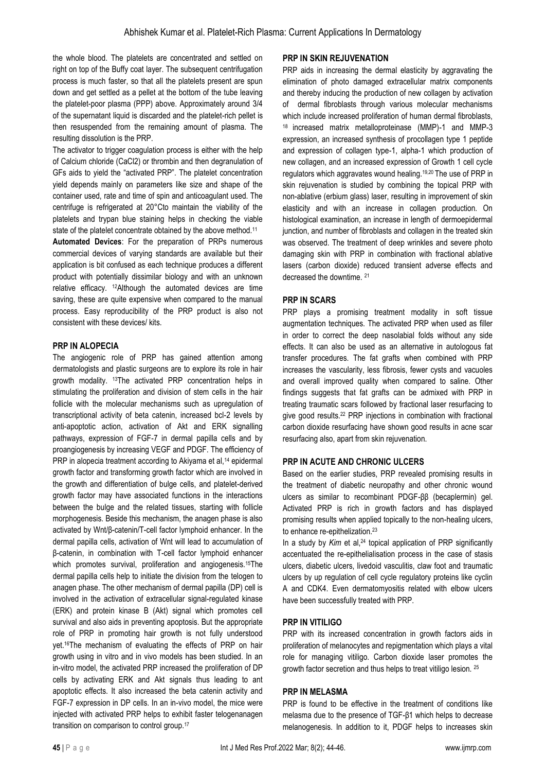the whole blood. The platelets are concentrated and settled on right on top of the Buffy coat layer. The subsequent centrifugation process is much faster, so that all the platelets present are spun down and get settled as a pellet at the bottom of the tube leaving the platelet-poor plasma (PPP) above. Approximately around 3/4 of the supernatant liquid is discarded and the platelet-rich pellet is then resuspended from the remaining amount of plasma. The resulting dissolution is the PRP.

The activator to trigger coagulation process is either with the help of Calcium chloride ($CaCl_2$) or thrombin and then degranulation of GFs aids to yield the "activated PRP". The platelet concentration yield depends mainly on parameters like size and shape of the container used, rate and time of spin and anticoagulant used. The centrifuge is refrigerated at 20°Cto maintain the viability of the platelets and trypan blue staining helps in checking the viable state of the platelet concentrate obtained by the above method.[11]

**Automated Devices**: For the preparation of PRPs numerous commercial devices of varying standards are available but their application is bit confused as each technique produces a different product with potentially dissimilar biology and with an unknown relative efficacy. [12]Although the automated devices are time saving, these are quite expensive when compared to the manual process. Easy reproducibility of the PRP product is also not consistent with these devices/ kits.

## PRP IN ALOPECIA

The angiogenic role of PRP has gained attention among dermatologists and plastic surgeons are to explore its role in hair growth modality. [13]The activated PRP concentration helps in stimulating the proliferation and division of stem cells in the hair follicle with the molecular mechanisms such as upregulation of transcriptional activity of beta catenin, increased bcl-2 levels by anti-apoptotic action, activation of Akt and ERK signalling pathways, expression of FGF-7 in dermal papilla cells and by proangiogenesis by increasing VEGF and PDGF. The efficiency of PRP in alopecia treatment according to Akiyama et al,[14] epidermal growth factor and transforming growth factor which are involved in the growth and differentiation of bulge cells, and platelet-derived growth factor may have associated functions in the interactions between the bulge and the related tissues, starting with follicle morphogenesis. Beside this mechanism, the anagen phase is also activated by Wnt/β-catenin/T-cell factor lymphoid enhancer. In the dermal papilla cells, activation of Wnt will lead to accumulation of β-catenin, in combination with T-cell factor lymphoid enhancer which promotes survival, proliferation and angiogenesis.[15]The dermal papilla cells help to initiate the division from the telogen to anagen phase. The other mechanism of dermal papilla (DP) cell is involved in the activation of extracellular signal-regulated kinase (ERK) and protein kinase B (Akt) signal which promotes cell survival and also aids in preventing apoptosis. But the appropriate role of PRP in promoting hair growth is not fully understood yet.[16]The mechanism of evaluating the effects of PRP on hair growth using in vitro and in vivo models has been studied. In an in-vitro model, the activated PRP increased the proliferation of DP cells by activating ERK and Akt signals thus leading to ant apoptotic effects. It also increased the beta catenin activity and FGF-7 expression in DP cells. In an in-vivo model, the mice were injected with activated PRP helps to exhibit faster telogenanagen transition on comparison to control group.[17]

## PRP IN SKIN REJUVENATION

PRP aids in increasing the dermal elasticity by aggravating the elimination of photo damaged extracellular matrix components and thereby inducing the production of new collagen by activation of dermal fibroblasts through various molecular mechanisms which include increased proliferation of human dermal fibroblasts, [18] increased matrix metalloproteinase (MMP)-1 and MMP-3 expression, an increased synthesis of procollagen type 1 peptide and expression of collagen type-1, alpha-1 which production of new collagen, and an increased expression of Growth 1 cell cycle regulators which aggravates wound healing.[19,20] The use of PRP in skin rejuvenation is studied by combining the topical PRP with non-ablative (erbium glass) laser, resulting in improvement of skin elasticity and with an increase in collagen production. On histological examination, an increase in length of dermoepidermal junction, and number of fibroblasts and collagen in the treated skin was observed. The treatment of deep wrinkles and severe photo damaging skin with PRP in combination with fractional ablative lasers (carbon dioxide) reduced transient adverse effects and decreased the downtime. [21]

## PRP IN SCARS

PRP plays a promising treatment modality in soft tissue augmentation techniques. The activated PRP when used as filler in order to correct the deep nasolabial folds without any side effects. It can also be used as an alternative in autologous fat transfer procedures. The fat grafts when combined with PRP increases the vascularity, less fibrosis, fewer cysts and vacuoles and overall improved quality when compared to saline. Other findings suggests that fat grafts can be admixed with PRP in treating traumatic scars followed by fractional laser resurfacing to give good results.[22] PRP injections in combination with fractional carbon dioxide resurfacing have shown good results in acne scar resurfacing also, apart from skin rejuvenation.

## PRP IN ACUTE AND CHRONIC ULCERS

Based on the earlier studies, PRP revealed promising results in the treatment of diabetic neuropathy and other chronic wound ulcers as similar to recombinant PDGF-ββ (becaplermin) gel. Activated PRP is rich in growth factors and has displayed promising results when applied topically to the non-healing ulcers, to enhance re-epithelization.[23]

In a study by *Kim* et al,[24] topical application of PRP significantly accentuated the re-epithelialisation process in the case of stasis ulcers, diabetic ulcers, livedoid vasculitis, claw foot and traumatic ulcers by up regulation of cell cycle regulatory proteins like cyclin A and CDK4. Even dermatomyositis related with elbow ulcers have been successfully treated with PRP.

## PRP IN VITILIGO

PRP with its increased concentration in growth factors aids in proliferation of melanocytes and repigmentation which plays a vital role for managing vitiligo. Carbon dioxide laser promotes the growth factor secretion and thus helps to treat vitiligo lesion. [25]

## PRP IN MELASMA

PRP is found to be effective in the treatment of conditions like melasma due to the presence of TGF-β1 which helps to decrease melanogenesis. In addition to it, PDGF helps to increases skin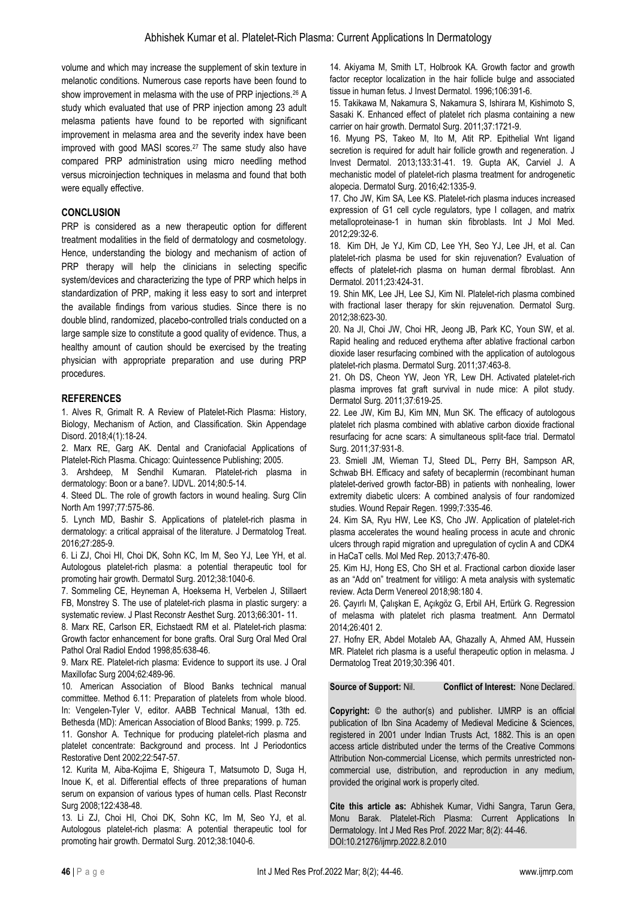volume and which may increase the supplement of skin texture in melanotic conditions. Numerous case reports have been found to show improvement in melasma with the use of PRP injections.[26] A study which evaluated that use of PRP injection among 23 adult melasma patients have found to be reported with significant improvement in melasma area and the severity index have been improved with good MASI scores.[27] The same study also have compared PRP administration using micro needling method versus microinjection techniques in melasma and found that both were equally effective.

## CONCLUSION

PRP is considered as a new therapeutic option for different treatment modalities in the field of dermatology and cosmetology. Hence, understanding the biology and mechanism of action of PRP therapy will help the clinicians in selecting specific system/devices and characterizing the type of PRP which helps in standardization of PRP, making it less easy to sort and interpret the available findings from various studies. Since there is no double blind, randomized, placebo-controlled trials conducted on a large sample size to constitute a good quality of evidence. Thus, a healthy amount of caution should be exercised by the treating physician with appropriate preparation and use during PRP procedures.

## REFERENCES

1. Alves R, Grimalt R. A Review of Platelet-Rich Plasma: History, Biology, Mechanism of Action, and Classification. Skin Appendage Disord. 2018;4(1):18-24.
2. Marx RE, Garg AK. Dental and Craniofacial Applications of Platelet-Rich Plasma. Chicago: Quintessence Publishing; 2005.
3. Arshdeep, M Sendhil Kumaran. Platelet-rich plasma in dermatology: Boon or a bane?. IJDVL. 2014;80:5-14.
4. Steed DL. The role of growth factors in wound healing. Surg Clin North Am 1997;77:575-86.
5. Lynch MD, Bashir S. Applications of platelet-rich plasma in dermatology: a critical appraisal of the literature. J Dermatolog Treat. 2016;27:285-9.
6. Li ZJ, Choi HI, Choi DK, Sohn KC, Im M, Seo YJ, Lee YH, et al. Autologous platelet-rich plasma: a potential therapeutic tool for promoting hair growth. Dermatol Surg. 2012;38:1040-6.
7. Sommeling CE, Heyneman A, Hoeksema H, Verbelen J, Stillaert FB, Monstrey S. The use of platelet-rich plasma in plastic surgery: a systematic review. J Plast Reconstr Aesthet Surg. 2013;66:301- 11.
8. Marx RE, Carlson ER, Eichstaedt RM et al. Platelet-rich plasma: Growth factor enhancement for bone grafts. Oral Surg Oral Med Oral Pathol Oral Radiol Endod 1998;85:638-46.
9. Marx RE. Platelet-rich plasma: Evidence to support its use. J Oral Maxillofac Surg 2004;62:489-96.
10. American Association of Blood Banks technical manual committee. Method 6.11: Preparation of platelets from whole blood. In: Vengelen-Tyler V, editor. AABB Technical Manual, 13th ed. Bethesda (MD): American Association of Blood Banks; 1999. p. 725.
11. Gonshor A. Technique for producing platelet-rich plasma and platelet concentrate: Background and process. Int J Periodontics Restorative Dent 2002;22:547-57.
12. Kurita M, Aiba-Kojima E, Shigeura T, Matsumoto D, Suga H, Inoue K, et al. Differential effects of three preparations of human serum on expansion of various types of human cells. Plast Reconstr Surg 2008;122:438-48.
13. Li ZJ, Choi HI, Choi DK, Sohn KC, Im M, Seo YJ, et al. Autologous platelet-rich plasma: A potential therapeutic tool for promoting hair growth. Dermatol Surg. 2012;38:1040-6.
14. Akiyama M, Smith LT, Holbrook KA. Growth factor and growth factor receptor localization in the hair follicle bulge and associated tissue in human fetus. J Invest Dermatol. 1996;106:391-6.
15. Takikawa M, Nakamura S, Nakamura S, Ishirara M, Kishimoto S, Sasaki K. Enhanced effect of platelet rich plasma containing a new carrier on hair growth. Dermatol Surg. 2011;37:1721-9.
16. Myung PS, Takeo M, Ito M, Atit RP. Epithelial Wnt ligand secretion is required for adult hair follicle growth and regeneration. J Invest Dermatol. 2013;133:31-41. 19. Gupta AK, Carviel J. A mechanistic model of platelet-rich plasma treatment for androgenetic alopecia. Dermatol Surg. 2016;42:1335-9.
17. Cho JW, Kim SA, Lee KS. Platelet-rich plasma induces increased expression of G1 cell cycle regulators, type I collagen, and matrix metalloproteinase-1 in human skin fibroblasts. Int J Mol Med. 2012;29:32-6.
18. Kim DH, Je YJ, Kim CD, Lee YH, Seo YJ, Lee JH, et al. Can platelet-rich plasma be used for skin rejuvenation? Evaluation of effects of platelet-rich plasma on human dermal fibroblast. Ann Dermatol. 2011;23:424-31.
19. Shin MK, Lee JH, Lee SJ, Kim NI. Platelet-rich plasma combined with fractional laser therapy for skin rejuvenation. Dermatol Surg. 2012;38:623-30.
20. Na JI, Choi JW, Choi HR, Jeong JB, Park KC, Youn SW, et al. Rapid healing and reduced erythema after ablative fractional carbon dioxide laser resurfacing combined with the application of autologous platelet-rich plasma. Dermatol Surg. 2011;37:463-8.
21. Oh DS, Cheon YW, Jeon YR, Lew DH. Activated platelet-rich plasma improves fat graft survival in nude mice: A pilot study. Dermatol Surg. 2011;37:619-25.
22. Lee JW, Kim BJ, Kim MN, Mun SK. The efficacy of autologous platelet rich plasma combined with ablative carbon dioxide fractional resurfacing for acne scars: A simultaneous split-face trial. Dermatol Surg. 2011;37:931-8.
23. Smiell JM, Wieman TJ, Steed DL, Perry BH, Sampson AR, Schwab BH. Efficacy and safety of becaplermin (recombinant human platelet-derived growth factor-BB) in patients with nonhealing, lower extremity diabetic ulcers: A combined analysis of four randomized studies. Wound Repair Regen. 1999;7:335-46.
24. Kim SA, Ryu HW, Lee KS, Cho JW. Application of platelet-rich plasma accelerates the wound healing process in acute and chronic ulcers through rapid migration and upregulation of cyclin A and CDK4 in HaCaT cells. Mol Med Rep. 2013;7:476-80.
25. Kim HJ, Hong ES, Cho SH et al. Fractional carbon dioxide laser as an "Add on" treatment for vitiligo: A meta analysis with systematic review. Acta Derm Venereol 2018;98:180 4.
26. Çayırlı M, Çalışkan E, Açıkgöz G, Erbil AH, Ertürk G. Regression of melasma with platelet rich plasma treatment. Ann Dermatol 2014;26:401 2.
27. Hofny ER, Abdel Motaleb AA, Ghazally A, Ahmed AM, Hussein MR. Platelet rich plasma is a useful therapeutic option in melasma. J Dermatolog Treat 2019;30:396 401.

**Source of Support:** Nil. **Conflict of Interest:** None Declared.

**Copyright:** © the author(s) and publisher. IJMRP is an official publication of Ibn Sina Academy of Medieval Medicine & Sciences, registered in 2001 under Indian Trusts Act, 1882. This is an open access article distributed under the terms of the Creative Commons Attribution Non-commercial License, which permits unrestricted non-commercial use, distribution, and reproduction in any medium, provided the original work is properly cited.

**Cite this article as:** Abhishek Kumar, Vidhi Sangra, Tarun Gera, Monu Barak. Platelet-Rich Plasma: Current Applications In Dermatology. Int J Med Res Prof. 2022 Mar; 8(2): 44-46. DOI:10.21276/ijmrp.2022.8.2.010